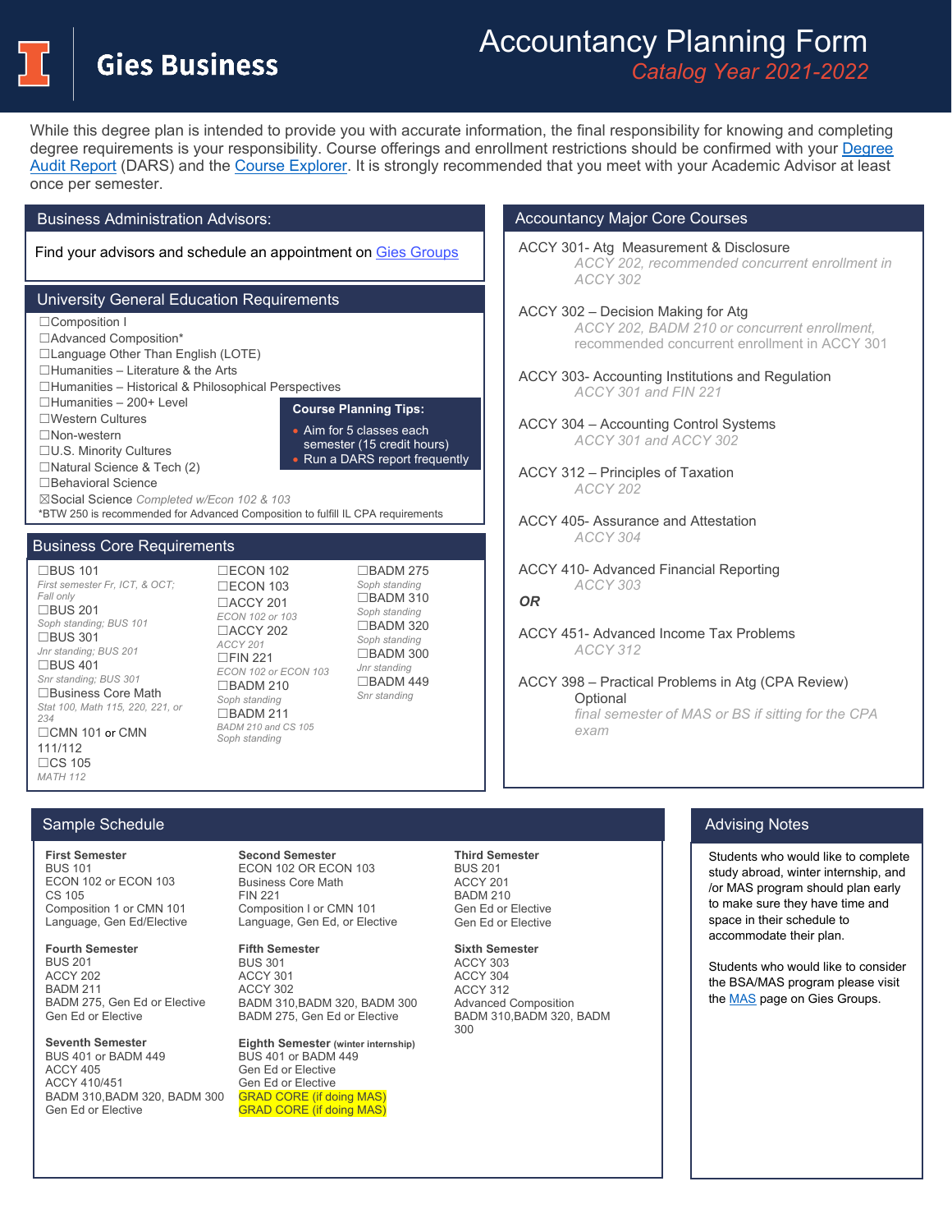# Gies Business

# Accountancy Planning Form

*Catalog Year 2021-2022*

While this degree plan is intended to provide you with accurate information, the final responsibility for knowing and completing degree requirements is your responsibility. Course offerings and enrollment restrictions should be confirmed with your Degree Audit Report (DARS) and the Course Explorer. It is strongly recommended that you meet with your Academic Advisor at least once per semester.

## Business Administration Advisors:

Find your advisors and schedule an appointment on Gies Groups

## University General Education Requirements

- ☐Composition I
- ☐Advanced Composition*
- ☐Language Other Than English (LOTE)
- ☐Humanities – Literature & the Arts
- ☐Humanities – Historical & Philosophical Perspectives
- ☐Humanities – 200+ Level
- ☐Western Cultures
- ☐Non-western
- ☐U.S. Minority Cultures
- ☐Natural Science & Tech (2)
- ☐Behavioral Science
- ☒Social Science *Completed w/Econ 102 & 103*

*BTW 250 is recommended for Advanced Composition to fulfill IL CPA requirements

**Course Planning Tips:**

- Aim for 5 classes each semester (15 credit hours)
- Run a DARS report frequently

## Business Core Requirements

- ☐BUS 101 — *First semester Fr, ICT, & OCT; Fall only*
- ☐BUS 201 — *Soph standing; BUS 101*
- ☐BUS 301 — *Jnr standing; BUS 201*
- ☐BUS 401 — *Snr standing; BUS 301*
- ☐Business Core Math — *Stat 100, Math 115, 220, 221, or 234*
- ☐CMN 101 or CMN 111/112
- ☐CS 105 — *MATH 112*
- ☐ECON 102
- ☐ECON 103
- ☐ACCY 201 — *ECON 102 or 103*
- ☐ACCY 202 — *ACCY 201*
- ☐FIN 221 — *ECON 102 or ECON 103*
- ☐BADM 210 — *Soph standing*
- ☐BADM 211 — *BADM 210 and CS 105 Soph standing*
- ☐BADM 275 — *Soph standing*
- ☐BADM 310 — *Soph standing*
- ☐BADM 320 — *Soph standing*
- ☐BADM 300 — *Jnr standing*
- ☐BADM 449 — *Snr standing*

## Accountancy Major Core Courses

ACCY 301- Atg Measurement & Disclosure
*ACCY 202, recommended concurrent enrollment in ACCY 302*

ACCY 302 – Decision Making for Atg
*ACCY 202, BADM 210 or concurrent enrollment, recommended concurrent enrollment in ACCY 301*

ACCY 303- Accounting Institutions and Regulation
*ACCY 301 and FIN 221*

ACCY 304 – Accounting Control Systems
*ACCY 301 and ACCY 302*

ACCY 312 – Principles of Taxation
*ACCY 202*

ACCY 405- Assurance and Attestation
*ACCY 304*

ACCY 410- Advanced Financial Reporting
*ACCY 303*

***OR***

ACCY 451- Advanced Income Tax Problems
*ACCY 312*

ACCY 398 – Practical Problems in Atg (CPA Review) Optional
*final semester of MAS or BS if sitting for the CPA exam*

## Sample Schedule

**First Semester**
BUS 101
ECON 102 or ECON 103
CS 105
Composition 1 or CMN 101
Language, Gen Ed/Elective

**Second Semester**
ECON 102 OR ECON 103
Business Core Math
FIN 221
Composition I or CMN 101
Language, Gen Ed, or Elective

**Third Semester**
BUS 201
ACCY 201
BADM 210
Gen Ed or Elective
Gen Ed or Elective

**Fourth Semester**
BUS 201
ACCY 202
BADM 211
BADM 275, Gen Ed or Elective
Gen Ed or Elective

**Fifth Semester**
BUS 301
ACCY 301
ACCY 302
BADM 310,BADM 320, BADM 300
BADM 275, Gen Ed or Elective

**Sixth Semester**
ACCY 303
ACCY 304
ACCY 312
Advanced Composition
BADM 310,BADM 320, BADM 300

**Seventh Semester**
BUS 401 or BADM 449
ACCY 405
ACCY 410/451
BADM 310,BADM 320, BADM 300
Gen Ed or Elective

**Eighth Semester (winter internship)**
BUS 401 or BADM 449
Gen Ed or Elective
Gen Ed or Elective
GRAD CORE (if doing MAS)
GRAD CORE (if doing MAS)

## Advising Notes

Students who would like to complete study abroad, winter internship, and /or MAS program should plan early to make sure they have time and space in their schedule to accommodate their plan.

Students who would like to consider the BSA/MAS program please visit the MAS page on Gies Groups.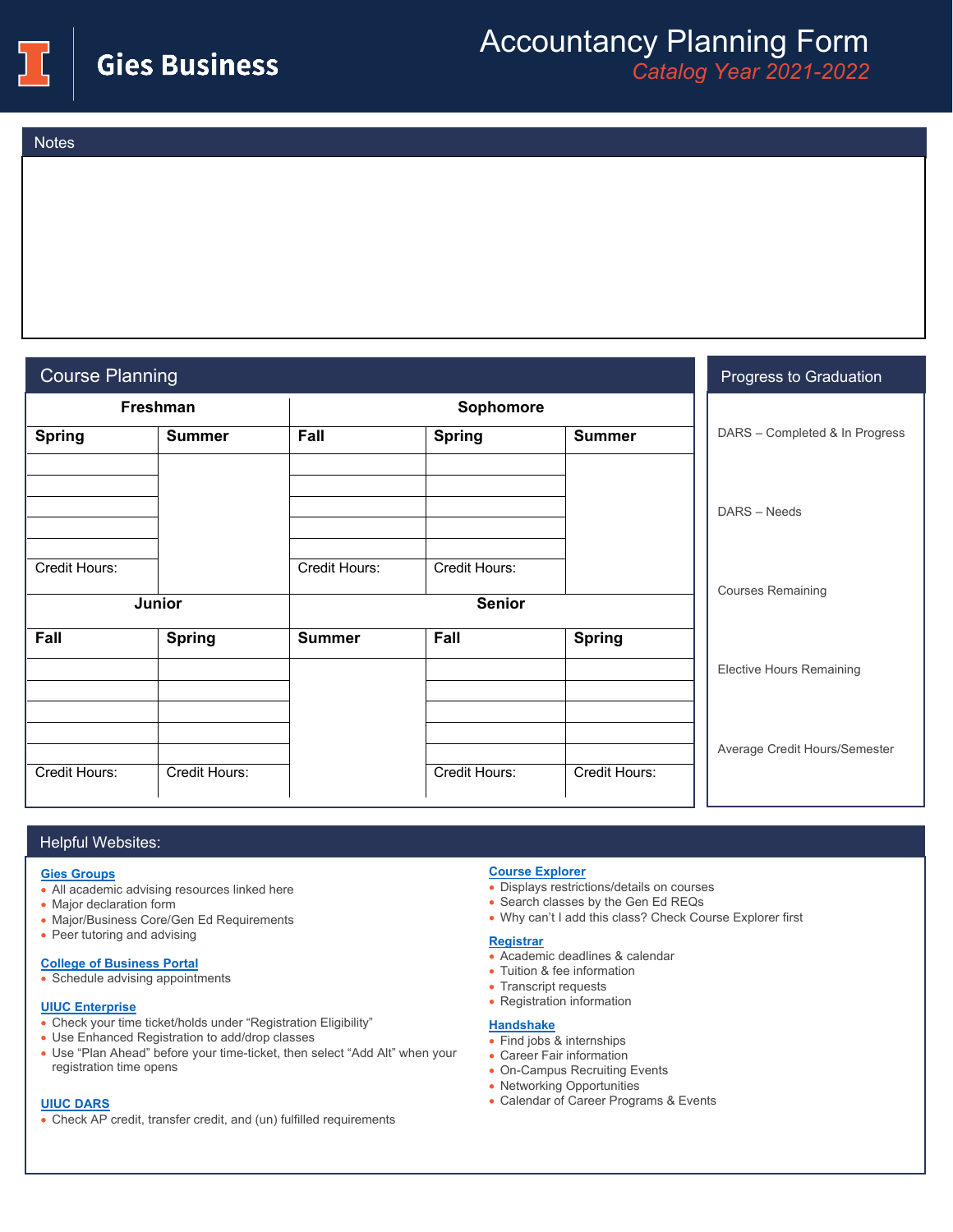# Gies Business

# Accountancy Planning Form

*Catalog Year 2021-2022*

## Notes

## Course Planning

| Freshman | | Sophomore | | |
|---|---|---|---|---|
| **Spring** | **Summer** | **Fall** | **Spring** | **Summer** |
| | | | | |
| | | | | |
| | | | | |
| | | | | |
| | | | | |
| Credit Hours: | | Credit Hours: | Credit Hours: | |

| Junior | | Senior | | |
|---|---|---|---|---|
| **Fall** | **Spring** | **Summer** | **Fall** | **Spring** |
| | | | | |
| | | | | |
| | | | | |
| | | | | |
| | | | | |
| Credit Hours: | Credit Hours: | | Credit Hours: | Credit Hours: |

## Progress to Graduation

DARS – Completed & In Progress

DARS – Needs

Courses Remaining

Elective Hours Remaining

Average Credit Hours/Semester

## Helpful Websites:

**Gies Groups**
- All academic advising resources linked here
- Major declaration form
- Major/Business Core/Gen Ed Requirements
- Peer tutoring and advising

**College of Business Portal**
- Schedule advising appointments

**UIUC Enterprise**
- Check your time ticket/holds under "Registration Eligibility"
- Use Enhanced Registration to add/drop classes
- Use "Plan Ahead" before your time-ticket, then select "Add Alt" when your registration time opens

**UIUC DARS**
- Check AP credit, transfer credit, and (un) fulfilled requirements

**Course Explorer**
- Displays restrictions/details on courses
- Search classes by the Gen Ed REQs
- Why can't I add this class? Check Course Explorer first

**Registrar**
- Academic deadlines & calendar
- Tuition & fee information
- Transcript requests
- Registration information

**Handshake**
- Find jobs & internships
- Career Fair information
- On-Campus Recruiting Events
- Networking Opportunities
- Calendar of Career Programs & Events